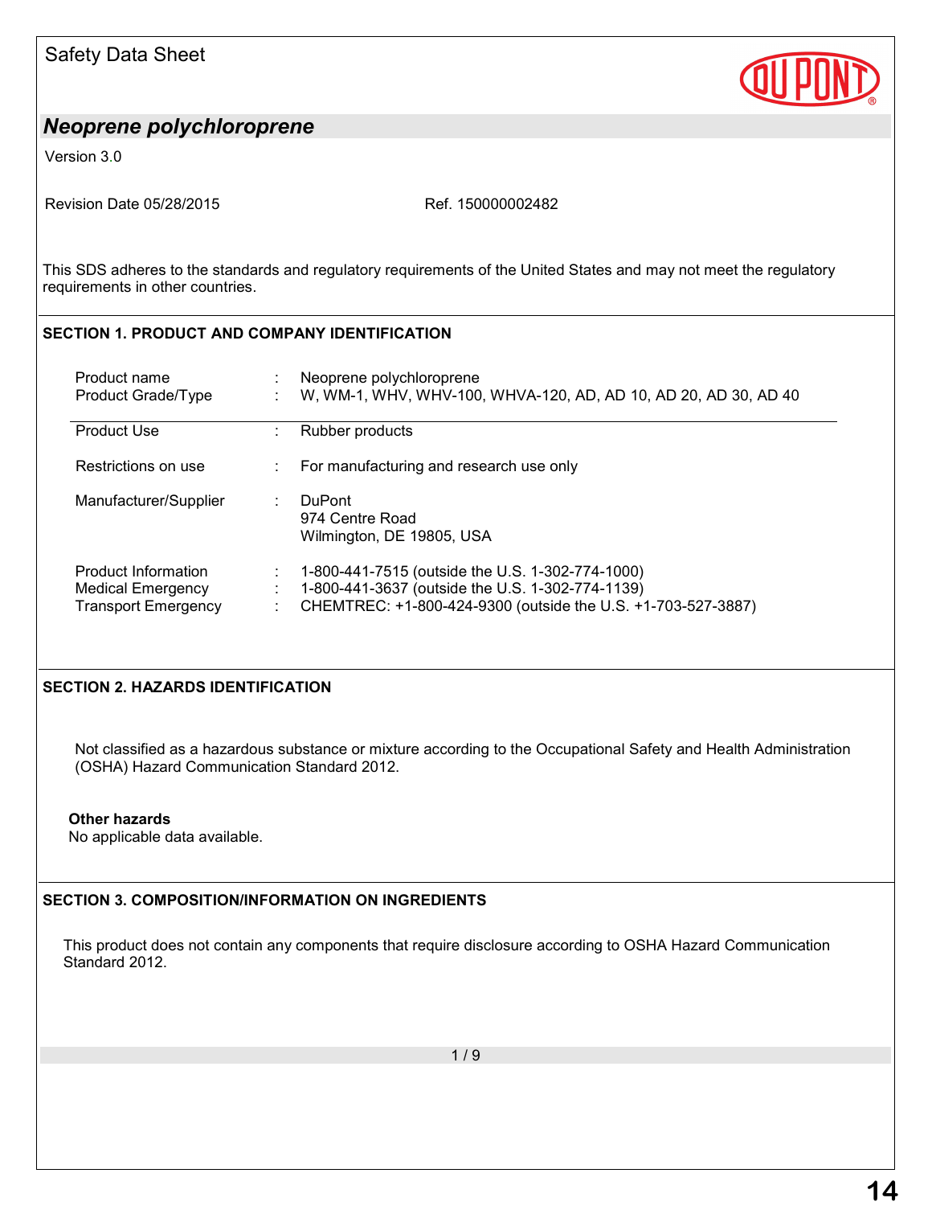Safety Data Sheet

# *Neoprene polychloroprene*

Version 3.0

Revision Date 05/28/2015 Ref. 150000002482

This SDS adheres to the standards and regulatory requirements of the United States and may not meet the regulatory requirements in other countries.

## SECTION 1. PRODUCT AND COMPANY IDENTIFICATION

| | | |
|---|---|---|
| Product name | : | Neoprene polychloroprene |
| Product Grade/Type | : | W, WM-1, WHV, WHV-100, WHVA-120, AD, AD 10, AD 20, AD 30, AD 40 |
| Product Use | : | Rubber products |
| Restrictions on use | : | For manufacturing and research use only |
| Manufacturer/Supplier | : | DuPont<br>974 Centre Road<br>Wilmington, DE 19805, USA |
| Product Information | : | 1-800-441-7515 (outside the U.S. 1-302-774-1000) |
| Medical Emergency | : | 1-800-441-3637 (outside the U.S. 1-302-774-1139) |
| Transport Emergency | : | CHEMTREC: +1-800-424-9300 (outside the U.S. +1-703-527-3887) |

## SECTION 2. HAZARDS IDENTIFICATION

Not classified as a hazardous substance or mixture according to the Occupational Safety and Health Administration (OSHA) Hazard Communication Standard 2012.

**Other hazards**

No applicable data available.

## SECTION 3. COMPOSITION/INFORMATION ON INGREDIENTS

This product does not contain any components that require disclosure according to OSHA Hazard Communication Standard 2012.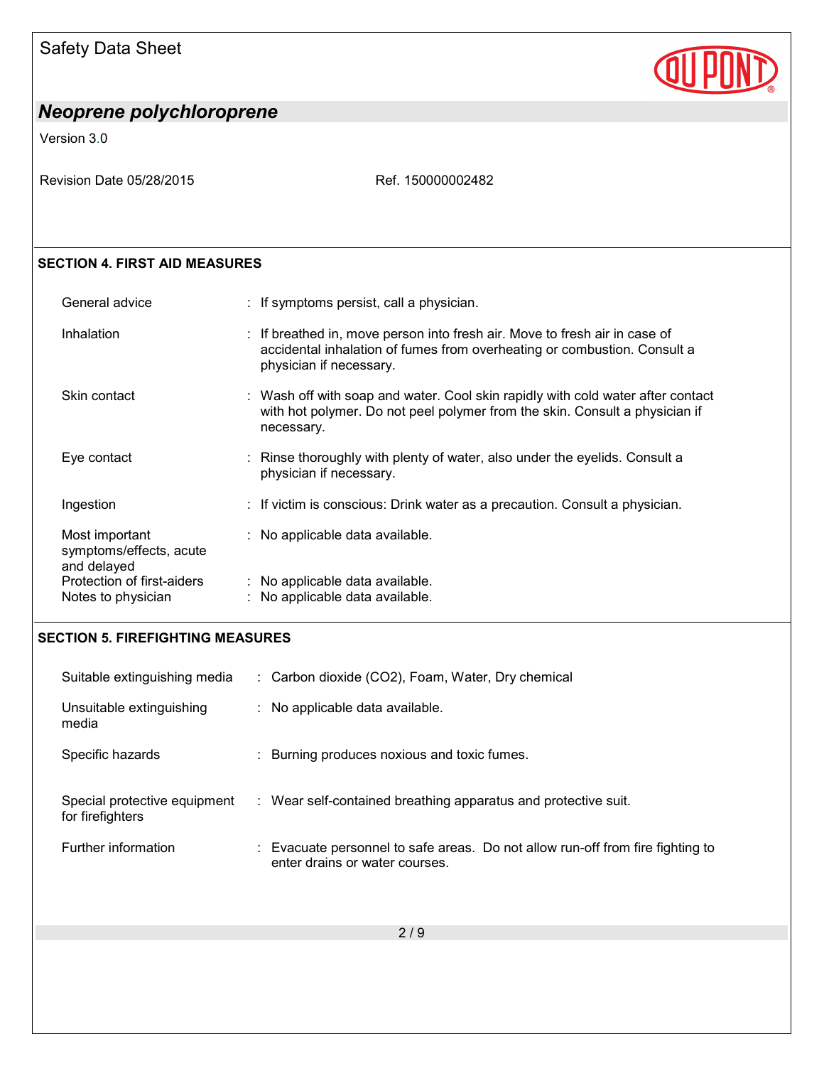## SECTION 4. FIRST AID MEASURES

| | |
|---|---|
| General advice | : If symptoms persist, call a physician. |
| Inhalation | : If breathed in, move person into fresh air. Move to fresh air in case of accidental inhalation of fumes from overheating or combustion. Consult a physician if necessary. |
| Skin contact | : Wash off with soap and water. Cool skin rapidly with cold water after contact with hot polymer. Do not peel polymer from the skin. Consult a physician if necessary. |
| Eye contact | : Rinse thoroughly with plenty of water, also under the eyelids. Consult a physician if necessary. |
| Ingestion | : If victim is conscious: Drink water as a precaution. Consult a physician. |
| Most important symptoms/effects, acute and delayed | : No applicable data available. |
| Protection of first-aiders | : No applicable data available. |
| Notes to physician | : No applicable data available. |

## SECTION 5. FIREFIGHTING MEASURES

| | |
|---|---|
| Suitable extinguishing media | : Carbon dioxide ($CO_2$), Foam, Water, Dry chemical |
| Unsuitable extinguishing media | : No applicable data available. |
| Specific hazards | : Burning produces noxious and toxic fumes. |
| Special protective equipment for firefighters | : Wear self-contained breathing apparatus and protective suit. |
| Further information | : Evacuate personnel to safe areas. Do not allow run-off from fire fighting to enter drains or water courses. |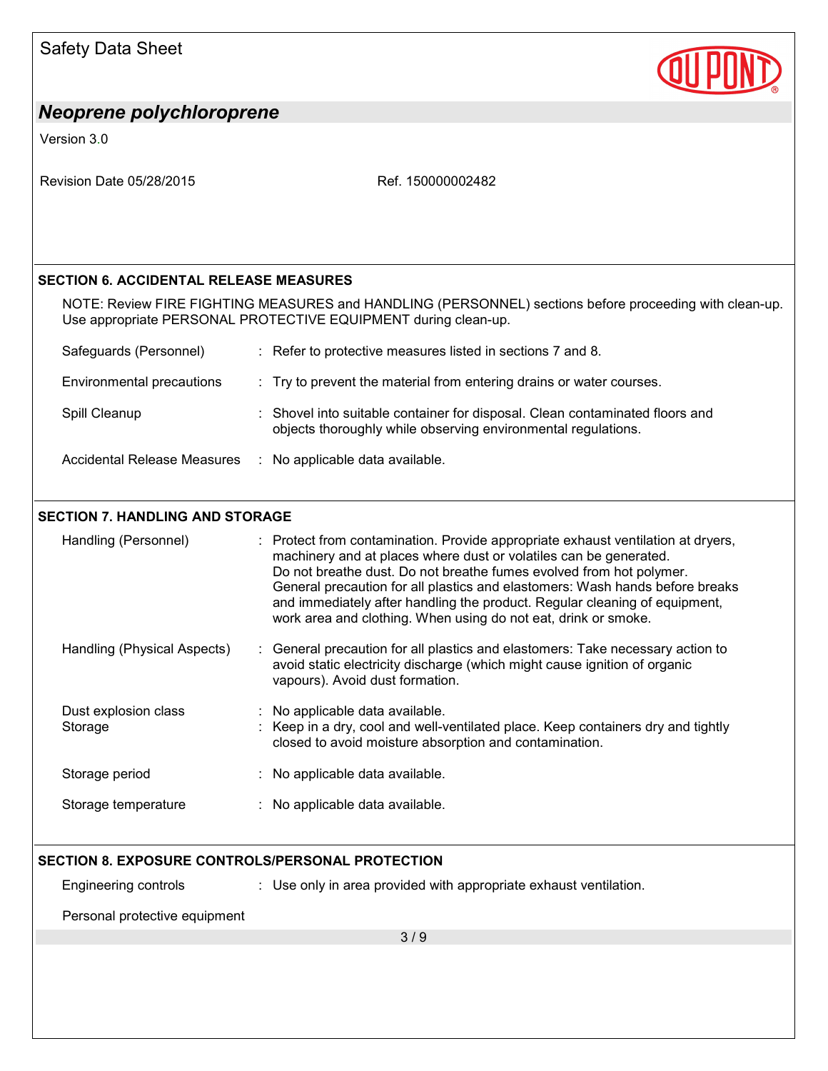## SECTION 6. ACCIDENTAL RELEASE MEASURES

NOTE: Review FIRE FIGHTING MEASURES and HANDLING (PERSONNEL) sections before proceeding with clean-up. Use appropriate PERSONAL PROTECTIVE EQUIPMENT during clean-up.

| | |
|---|---|
| Safeguards (Personnel) | : Refer to protective measures listed in sections 7 and 8. |
| Environmental precautions | : Try to prevent the material from entering drains or water courses. |
| Spill Cleanup | : Shovel into suitable container for disposal. Clean contaminated floors and objects thoroughly while observing environmental regulations. |
| Accidental Release Measures | : No applicable data available. |

## SECTION 7. HANDLING AND STORAGE

| | |
|---|---|
| Handling (Personnel) | : Protect from contamination. Provide appropriate exhaust ventilation at dryers, machinery and at places where dust or volatiles can be generated. Do not breathe dust. Do not breathe fumes evolved from hot polymer. General precaution for all plastics and elastomers: Wash hands before breaks and immediately after handling the product. Regular cleaning of equipment, work area and clothing. When using do not eat, drink or smoke. |
| Handling (Physical Aspects) | : General precaution for all plastics and elastomers: Take necessary action to avoid static electricity discharge (which might cause ignition of organic vapours). Avoid dust formation. |
| Dust explosion class | : No applicable data available. |
| Storage | : Keep in a dry, cool and well-ventilated place. Keep containers dry and tightly closed to avoid moisture absorption and contamination. |
| Storage period | : No applicable data available. |
| Storage temperature | : No applicable data available. |

## SECTION 8. EXPOSURE CONTROLS/PERSONAL PROTECTION

| | |
|---|---|
| Engineering controls | : Use only in area provided with appropriate exhaust ventilation. |

Personal protective equipment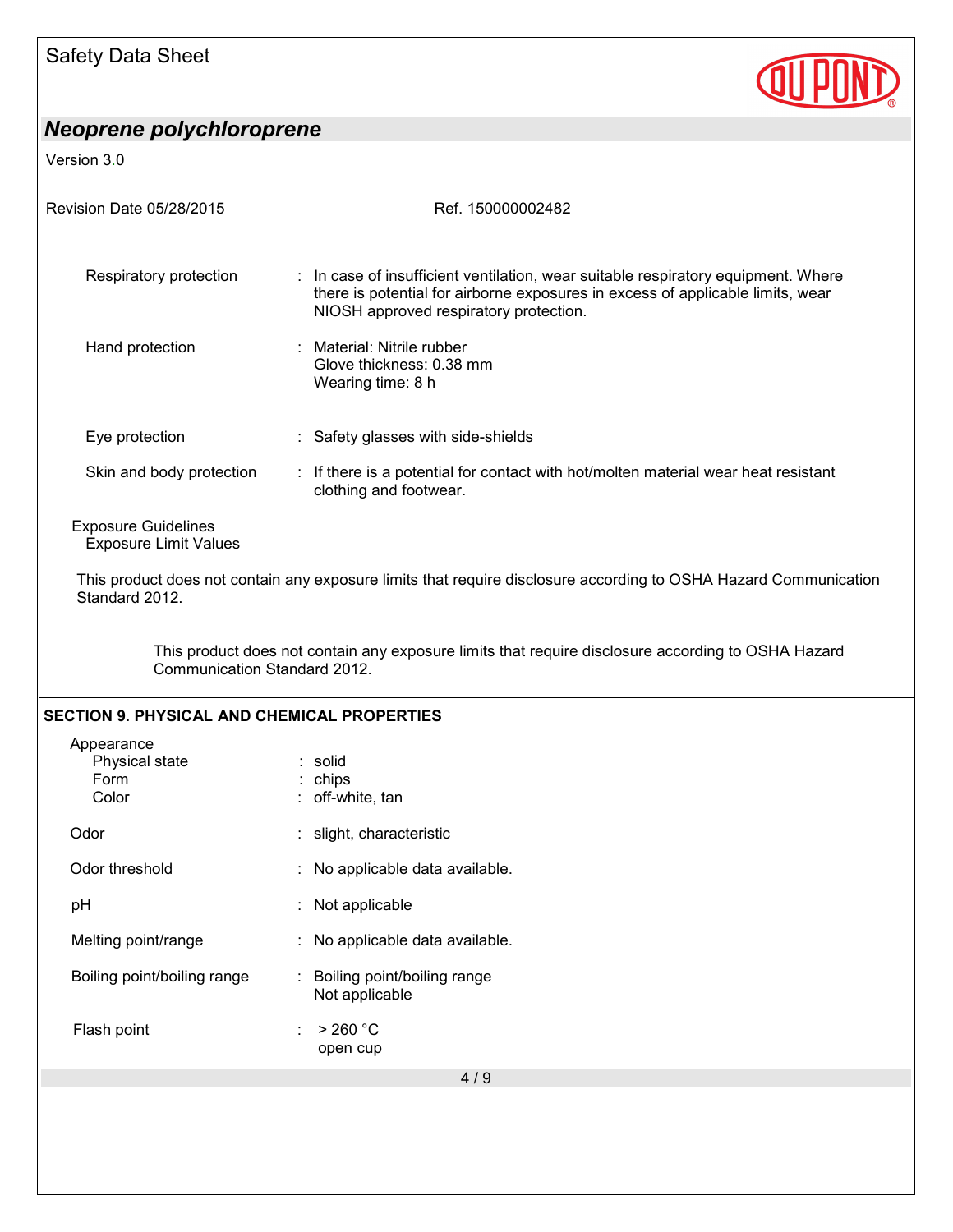| | |
|---|---|
| Respiratory protection | : In case of insufficient ventilation, wear suitable respiratory equipment. Where there is potential for airborne exposures in excess of applicable limits, wear NIOSH approved respiratory protection. |
| Hand protection | : Material: Nitrile rubber<br>Glove thickness: 0.38 mm<br>Wearing time: 8 h |
| Eye protection | : Safety glasses with side-shields |
| Skin and body protection | : If there is a potential for contact with hot/molten material wear heat resistant clothing and footwear. |

Exposure Guidelines
Exposure Limit Values

This product does not contain any exposure limits that require disclosure according to OSHA Hazard Communication Standard 2012.

This product does not contain any exposure limits that require disclosure according to OSHA Hazard Communication Standard 2012.

## SECTION 9. PHYSICAL AND CHEMICAL PROPERTIES

| | |
|---|---|
| Appearance | |
| Physical state | : solid |
| Form | : chips |
| Color | : off-white, tan |
| Odor | : slight, characteristic |
| Odor threshold | : No applicable data available. |
| pH | : Not applicable |
| Melting point/range | : No applicable data available. |
| Boiling point/boiling range | : Boiling point/boiling range<br>Not applicable |
| Flash point | : > 260 °C<br>open cup |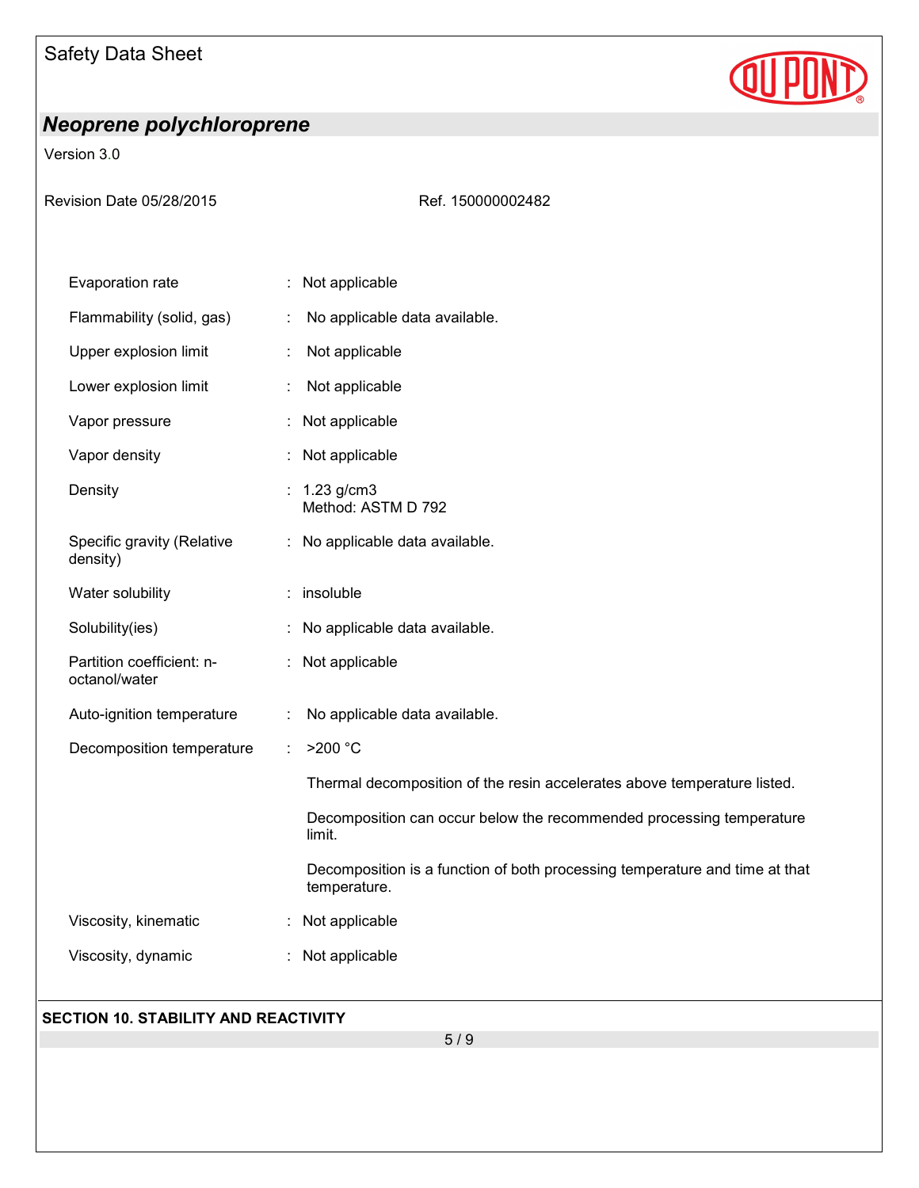| Property | | Value |
|---|---|---|
| Evaporation rate | : | Not applicable |
| Flammability (solid, gas) | : | No applicable data available. |
| Upper explosion limit | : | Not applicable |
| Lower explosion limit | : | Not applicable |
| Vapor pressure | : | Not applicable |
| Vapor density | : | Not applicable |
| Density | : | 1.23 g/cm3<br>Method: ASTM D 792 |
| Specific gravity (Relative density) | : | No applicable data available. |
| Water solubility | : | insoluble |
| Solubility(ies) | : | No applicable data available. |
| Partition coefficient: n-octanol/water | : | Not applicable |
| Auto-ignition temperature | : | No applicable data available. |
| Decomposition temperature | : | >200 °C<br><br>Thermal decomposition of the resin accelerates above temperature listed.<br><br>Decomposition can occur below the recommended processing temperature limit.<br><br>Decomposition is a function of both processing temperature and time at that temperature. |
| Viscosity, kinematic | : | Not applicable |
| Viscosity, dynamic | : | Not applicable |

## SECTION 10. STABILITY AND REACTIVITY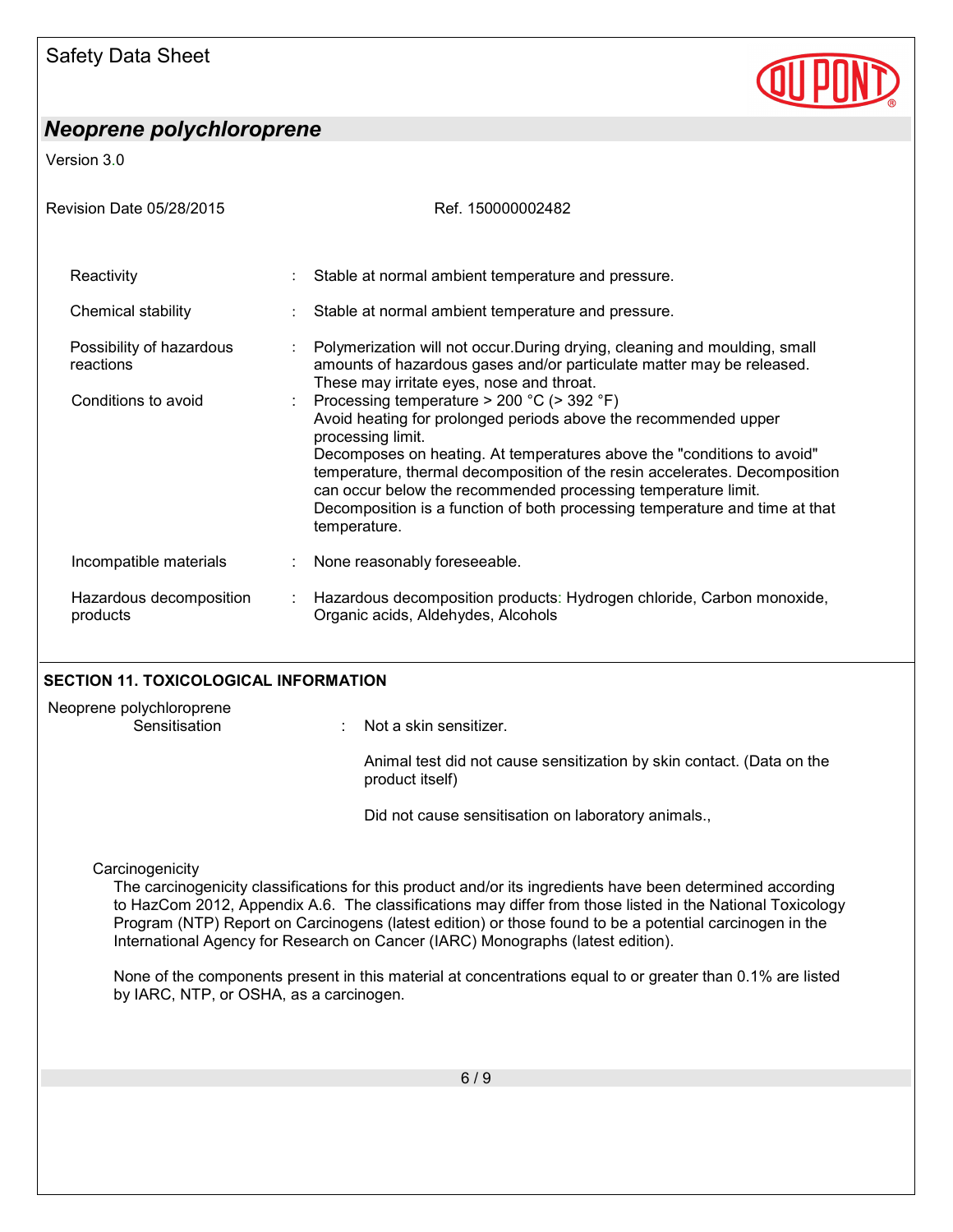| | | |
|---|---|---|
| Reactivity | : | Stable at normal ambient temperature and pressure. |
| Chemical stability | : | Stable at normal ambient temperature and pressure. |
| Possibility of hazardous reactions | : | Polymerization will not occur.During drying, cleaning and moulding, small amounts of hazardous gases and/or particulate matter may be released. These may irritate eyes, nose and throat. |
| Conditions to avoid | : | Processing temperature > 200 °C (> 392 °F)<br>Avoid heating for prolonged periods above the recommended upper processing limit.<br>Decomposes on heating. At temperatures above the "conditions to avoid" temperature, thermal decomposition of the resin accelerates. Decomposition can occur below the recommended processing temperature limit. Decomposition is a function of both processing temperature and time at that temperature. |
| Incompatible materials | : | None reasonably foreseeable. |
| Hazardous decomposition products | : | Hazardous decomposition products: Hydrogen chloride, Carbon monoxide, Organic acids, Aldehydes, Alcohols |

## SECTION 11. TOXICOLOGICAL INFORMATION

Neoprene polychloroprene

| | | |
|---|---|---|
| Sensitisation | : | Not a skin sensitizer.<br><br>Animal test did not cause sensitization by skin contact. (Data on the product itself)<br><br>Did not cause sensitisation on laboratory animals., |

Carcinogenicity

The carcinogenicity classifications for this product and/or its ingredients have been determined according to HazCom 2012, Appendix A.6. The classifications may differ from those listed in the National Toxicology Program (NTP) Report on Carcinogens (latest edition) or those found to be a potential carcinogen in the International Agency for Research on Cancer (IARC) Monographs (latest edition).

None of the components present in this material at concentrations equal to or greater than 0.1% are listed by IARC, NTP, or OSHA, as a carcinogen.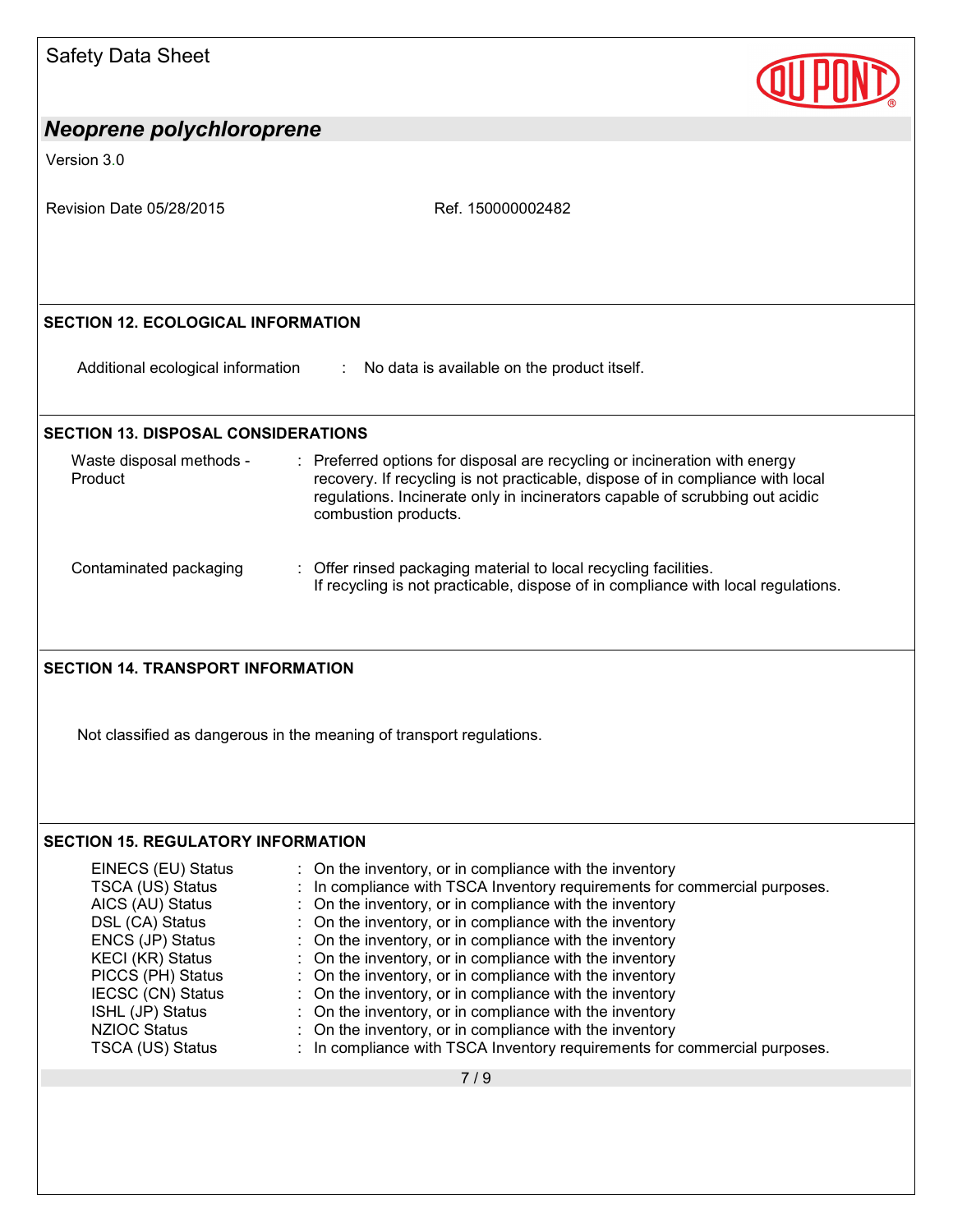## SECTION 12. ECOLOGICAL INFORMATION

Additional ecological information : No data is available on the product itself.

## SECTION 13. DISPOSAL CONSIDERATIONS

| | |
|---|---|
| Waste disposal methods - Product | : Preferred options for disposal are recycling or incineration with energy recovery. If recycling is not practicable, dispose of in compliance with local regulations. Incinerate only in incinerators capable of scrubbing out acidic combustion products. |
| Contaminated packaging | : Offer rinsed packaging material to local recycling facilities. If recycling is not practicable, dispose of in compliance with local regulations. |

## SECTION 14. TRANSPORT INFORMATION

Not classified as dangerous in the meaning of transport regulations.

## SECTION 15. REGULATORY INFORMATION

| | |
|---|---|
| EINECS (EU) Status | : On the inventory, or in compliance with the inventory |
| TSCA (US) Status | : In compliance with TSCA Inventory requirements for commercial purposes. |
| AICS (AU) Status | : On the inventory, or in compliance with the inventory |
| DSL (CA) Status | : On the inventory, or in compliance with the inventory |
| ENCS (JP) Status | : On the inventory, or in compliance with the inventory |
| KECI (KR) Status | : On the inventory, or in compliance with the inventory |
| PICCS (PH) Status | : On the inventory, or in compliance with the inventory |
| IECSC (CN) Status | : On the inventory, or in compliance with the inventory |
| ISHL (JP) Status | : On the inventory, or in compliance with the inventory |
| NZIOC Status | : On the inventory, or in compliance with the inventory |
| TSCA (US) Status | : In compliance with TSCA Inventory requirements for commercial purposes. |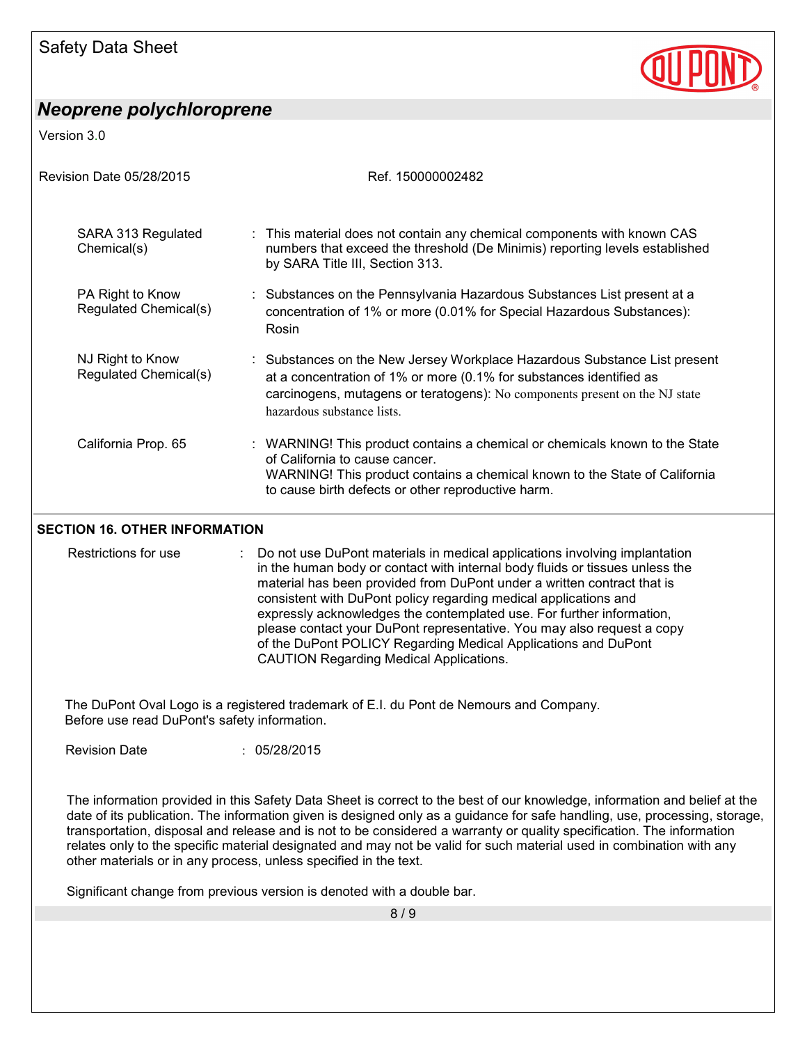| | | |
|---|---|---|
| SARA 313 Regulated Chemical(s) | : | This material does not contain any chemical components with known CAS numbers that exceed the threshold (De Minimis) reporting levels established by SARA Title III, Section 313. |
| PA Right to Know Regulated Chemical(s) | : | Substances on the Pennsylvania Hazardous Substances List present at a concentration of 1% or more (0.01% for Special Hazardous Substances): Rosin |
| NJ Right to Know Regulated Chemical(s) | : | Substances on the New Jersey Workplace Hazardous Substance List present at a concentration of 1% or more (0.1% for substances identified as carcinogens, mutagens or teratogens): No components present on the NJ state hazardous substance lists. |
| California Prop. 65 | : | WARNING! This product contains a chemical or chemicals known to the State of California to cause cancer.<br>WARNING! This product contains a chemical known to the State of California to cause birth defects or other reproductive harm. |

## SECTION 16. OTHER INFORMATION

| | | |
|---|---|---|
| Restrictions for use | : | Do not use DuPont materials in medical applications involving implantation in the human body or contact with internal body fluids or tissues unless the material has been provided from DuPont under a written contract that is consistent with DuPont policy regarding medical applications and expressly acknowledges the contemplated use. For further information, please contact your DuPont representative. You may also request a copy of the DuPont POLICY Regarding Medical Applications and DuPont CAUTION Regarding Medical Applications. |

The DuPont Oval Logo is a registered trademark of E.I. du Pont de Nemours and Company.
Before use read DuPont's safety information.

Revision Date : 05/28/2015

The information provided in this Safety Data Sheet is correct to the best of our knowledge, information and belief at the date of its publication. The information given is designed only as a guidance for safe handling, use, processing, storage, transportation, disposal and release and is not to be considered a warranty or quality specification. The information relates only to the specific material designated and may not be valid for such material used in combination with any other materials or in any process, unless specified in the text.

Significant change from previous version is denoted with a double bar.